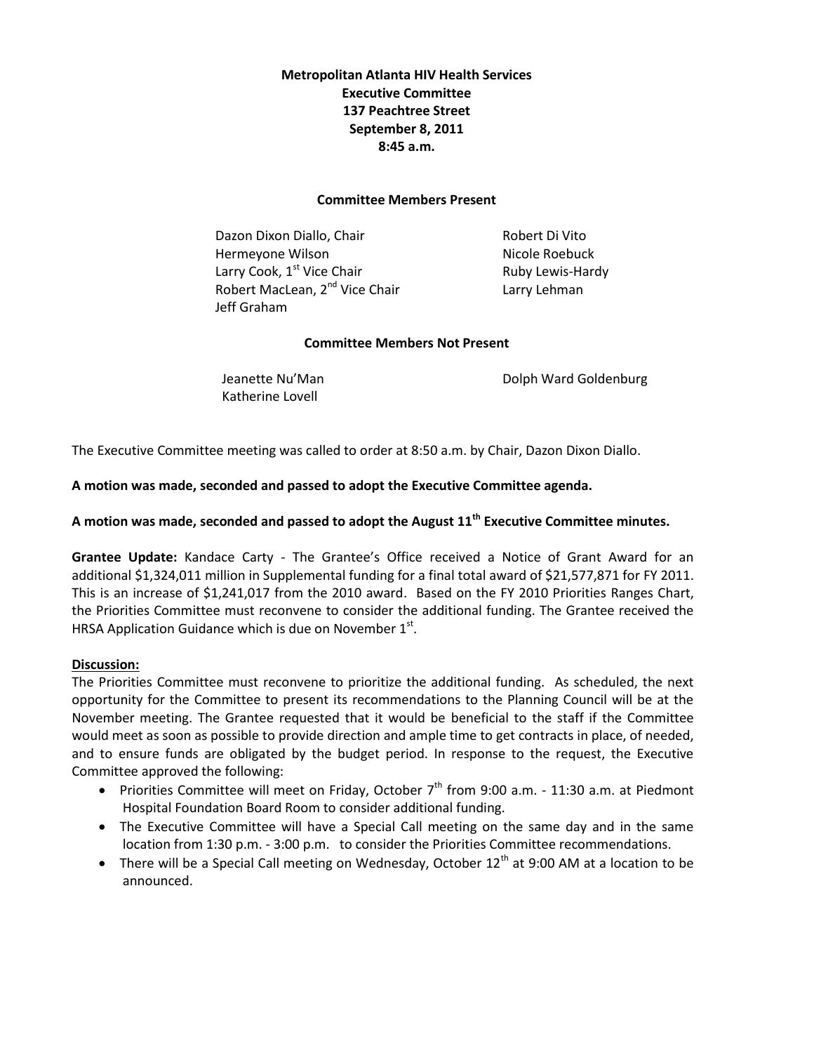**Metropolitan Atlanta HIV Health Services**
**Executive Committee**
**137 Peachtree Street**
**September 8, 2011**
**8:45 a.m.**

**Committee Members Present**

Dazon Dixon Diallo, Chair
Hermeyone Wilson
Larry Cook, 1st Vice Chair
Robert MacLean, 2nd Vice Chair
Jeff Graham
Robert Di Vito
Nicole Roebuck
Ruby Lewis-Hardy
Larry Lehman

**Committee Members Not Present**

Jeanette Nu'Man
Katherine Lovell
Dolph Ward Goldenburg

The Executive Committee meeting was called to order at 8:50 a.m. by Chair, Dazon Dixon Diallo.

**A motion was made, seconded and passed to adopt the Executive Committee agenda.**

**A motion was made, seconded and passed to adopt the August 11th Executive Committee minutes.**

**Grantee Update:** Kandace Carty - The Grantee's Office received a Notice of Grant Award for an additional $1,324,011 million in Supplemental funding for a final total award of $21,577,871 for FY 2011. This is an increase of $1,241,017 from the 2010 award. Based on the FY 2010 Priorities Ranges Chart, the Priorities Committee must reconvene to consider the additional funding. The Grantee received the HRSA Application Guidance which is due on November 1st.

**Discussion:**

The Priorities Committee must reconvene to prioritize the additional funding. As scheduled, the next opportunity for the Committee to present its recommendations to the Planning Council will be at the November meeting. The Grantee requested that it would be beneficial to the staff if the Committee would meet as soon as possible to provide direction and ample time to get contracts in place, of needed, and to ensure funds are obligated by the budget period. In response to the request, the Executive Committee approved the following:

- Priorities Committee will meet on Friday, October 7th from 9:00 a.m. - 11:30 a.m. at Piedmont Hospital Foundation Board Room to consider additional funding.
- The Executive Committee will have a Special Call meeting on the same day and in the same location from 1:30 p.m. - 3:00 p.m. to consider the Priorities Committee recommendations.
- There will be a Special Call meeting on Wednesday, October 12th at 9:00 AM at a location to be announced.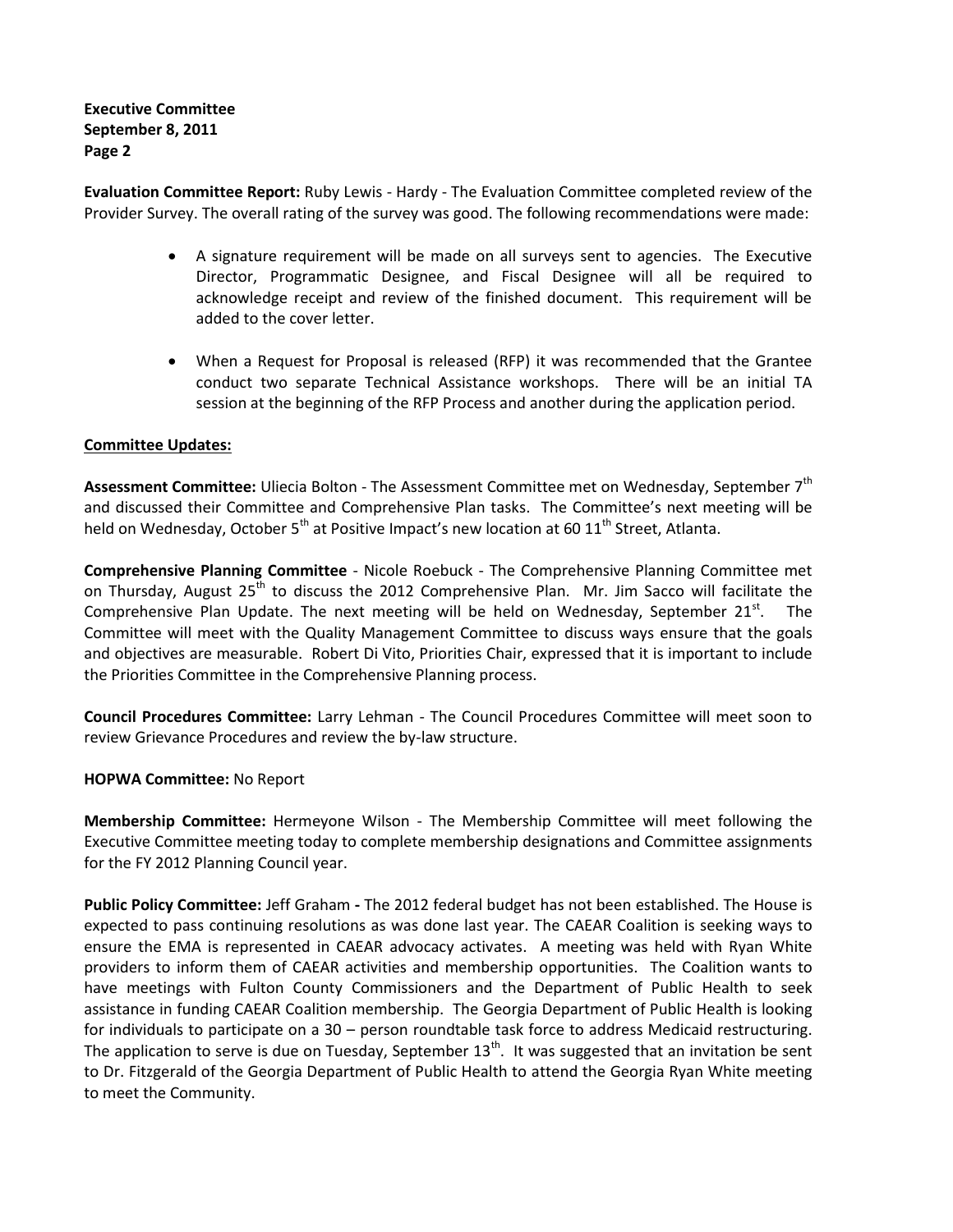**Evaluation Committee Report:** Ruby Lewis - Hardy - The Evaluation Committee completed review of the Provider Survey. The overall rating of the survey was good. The following recommendations were made:

- A signature requirement will be made on all surveys sent to agencies. The Executive Director, Programmatic Designee, and Fiscal Designee will all be required to acknowledge receipt and review of the finished document. This requirement will be added to the cover letter.

- When a Request for Proposal is released (RFP) it was recommended that the Grantee conduct two separate Technical Assistance workshops. There will be an initial TA session at the beginning of the RFP Process and another during the application period.

**Committee Updates:**

**Assessment Committee:** Uliecia Bolton - The Assessment Committee met on Wednesday, September 7th and discussed their Committee and Comprehensive Plan tasks. The Committee's next meeting will be held on Wednesday, October 5th at Positive Impact's new location at 60 11th Street, Atlanta.

**Comprehensive Planning Committee** - Nicole Roebuck - The Comprehensive Planning Committee met on Thursday, August 25th to discuss the 2012 Comprehensive Plan. Mr. Jim Sacco will facilitate the Comprehensive Plan Update. The next meeting will be held on Wednesday, September 21st. The Committee will meet with the Quality Management Committee to discuss ways ensure that the goals and objectives are measurable. Robert Di Vito, Priorities Chair, expressed that it is important to include the Priorities Committee in the Comprehensive Planning process.

**Council Procedures Committee:** Larry Lehman - The Council Procedures Committee will meet soon to review Grievance Procedures and review the by-law structure.

**HOPWA Committee:** No Report

**Membership Committee:** Hermeyone Wilson - The Membership Committee will meet following the Executive Committee meeting today to complete membership designations and Committee assignments for the FY 2012 Planning Council year.

**Public Policy Committee:** Jeff Graham **-** The 2012 federal budget has not been established. The House is expected to pass continuing resolutions as was done last year. The CAEAR Coalition is seeking ways to ensure the EMA is represented in CAEAR advocacy activates. A meeting was held with Ryan White providers to inform them of CAEAR activities and membership opportunities. The Coalition wants to have meetings with Fulton County Commissioners and the Department of Public Health to seek assistance in funding CAEAR Coalition membership. The Georgia Department of Public Health is looking for individuals to participate on a 30 – person roundtable task force to address Medicaid restructuring. The application to serve is due on Tuesday, September 13th. It was suggested that an invitation be sent to Dr. Fitzgerald of the Georgia Department of Public Health to attend the Georgia Ryan White meeting to meet the Community.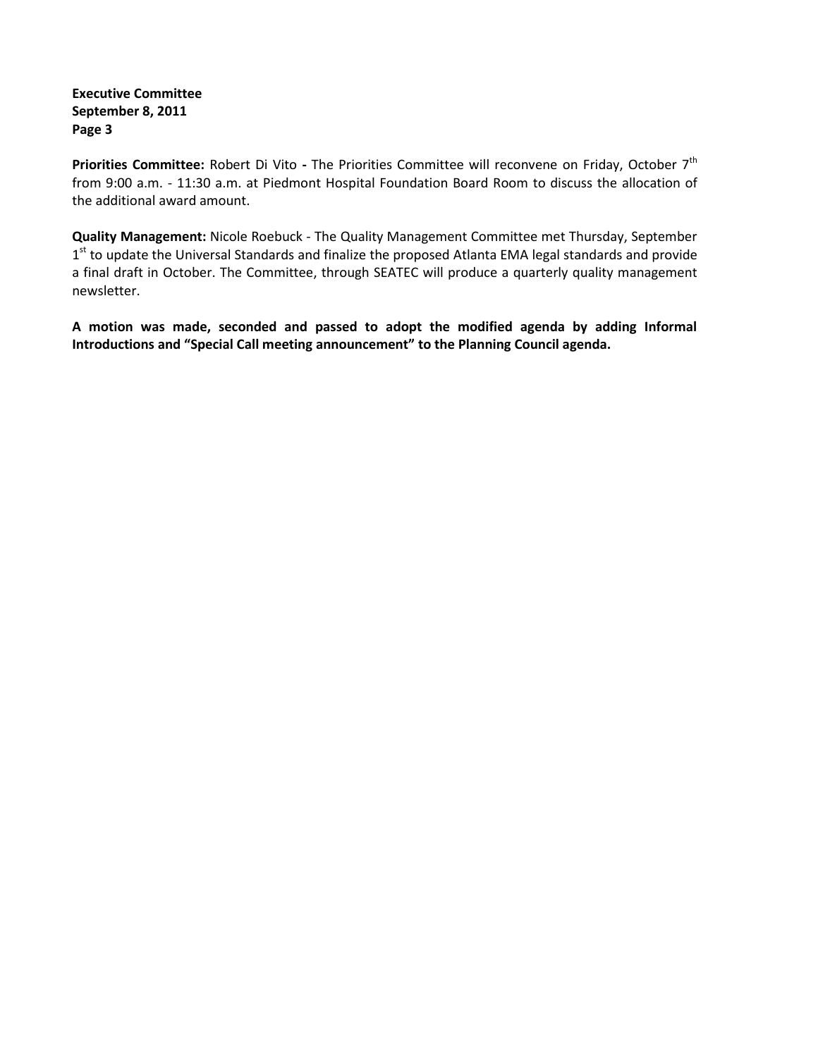**Priorities Committee:** Robert Di Vito **-** The Priorities Committee will reconvene on Friday, October 7th from 9:00 a.m. - 11:30 a.m. at Piedmont Hospital Foundation Board Room to discuss the allocation of the additional award amount.

**Quality Management:** Nicole Roebuck - The Quality Management Committee met Thursday, September 1st to update the Universal Standards and finalize the proposed Atlanta EMA legal standards and provide a final draft in October. The Committee, through SEATEC will produce a quarterly quality management newsletter.

**A motion was made, seconded and passed to adopt the modified agenda by adding Informal Introductions and "Special Call meeting announcement" to the Planning Council agenda.**